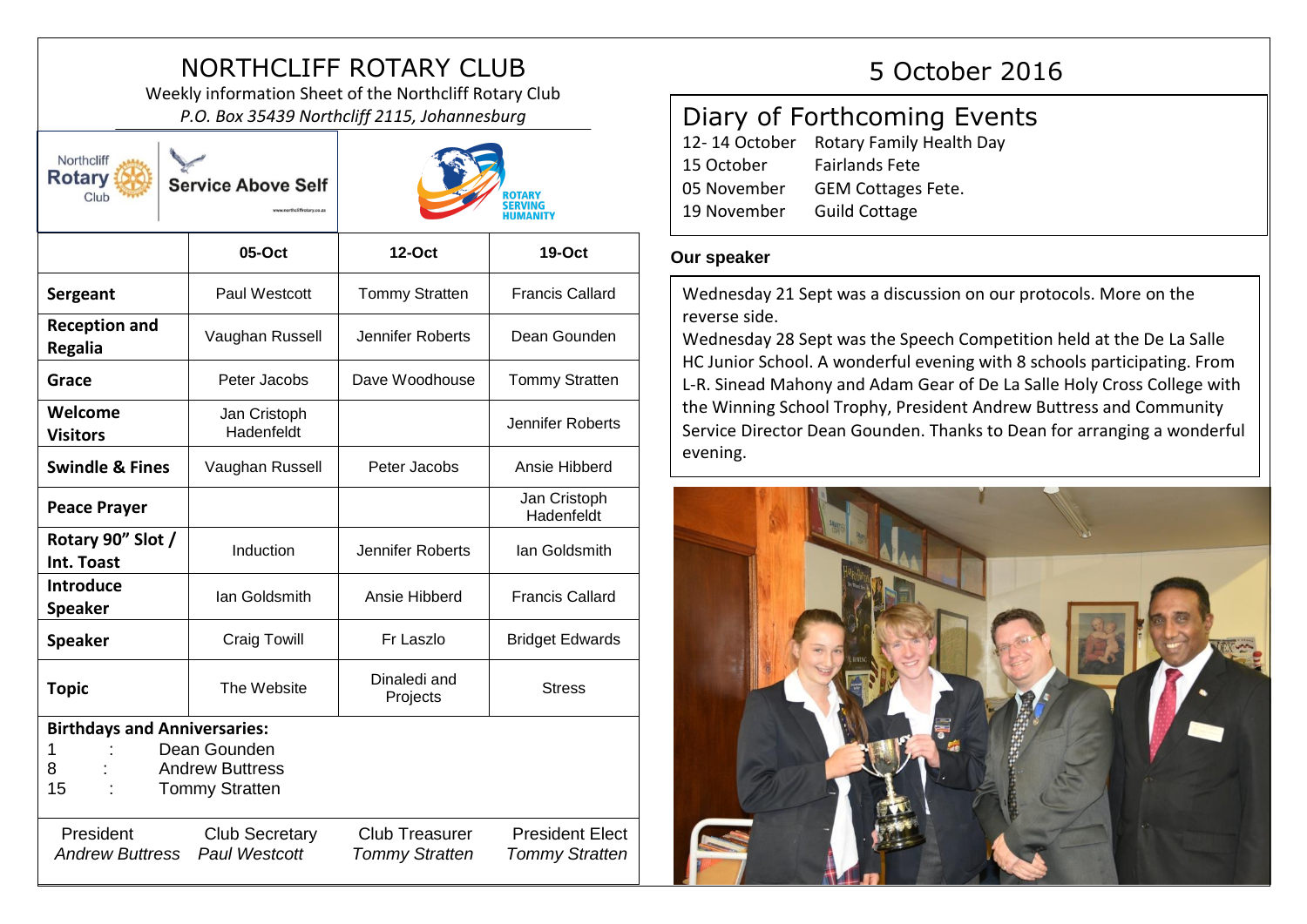# NORTHCLIFF ROTARY CLUB

Weekly information Sheet of the Northcliff Rotary Club

*P.O. Box 35439 Northcliff 2115, Johannesburg*

# 5 October 2016

|  | 05-Oct | 12-Oct | 19-Oct |
|---|---|---|---|
| **Sergeant** | Paul Westcott | Tommy Stratten | Francis Callard |
| **Reception and Regalia** | Vaughan Russell | Jennifer Roberts | Dean Gounden |
| **Grace** | Peter Jacobs | Dave Woodhouse | Tommy Stratten |
| **Welcome Visitors** | Jan Cristoph Hadenfeldt |  | Jennifer Roberts |
| **Swindle & Fines** | Vaughan Russell | Peter Jacobs | Ansie Hibberd |
| **Peace Prayer** |  |  | Jan Cristoph Hadenfeldt |
| **Rotary 90" Slot / Int. Toast** | Induction | Jennifer Roberts | Ian Goldsmith |
| **Introduce Speaker** | Ian Goldsmith | Ansie Hibberd | Francis Callard |
| **Speaker** | Craig Towill | Fr Laszlo | Bridget Edwards |
| **Topic** | The Website | Dinaledi and Projects | Stress |

**Birthdays and Anniversaries:**

1 : Dean Gounden
8 : Andrew Buttress
15 : Tommy Stratten

| President | Club Secretary | Club Treasurer | President Elect |
|---|---|---|---|
| *Andrew Buttress* | *Paul Westcott* | *Tommy Stratten* | *Tommy Stratten* |

## Diary of Forthcoming Events

| | |
|---|---|
| 12- 14 October | Rotary Family Health Day |
| 15 October | Fairlands Fete |
| 05 November | GEM Cottages Fete. |
| 19 November | Guild Cottage |

### Our speaker

Wednesday 21 Sept was a discussion on our protocols. More on the reverse side.
Wednesday 28 Sept was the Speech Competition held at the De La Salle HC Junior School. A wonderful evening with 8 schools participating. From L-R. Sinead Mahony and Adam Gear of De La Salle Holy Cross College with the Winning School Trophy, President Andrew Buttress and Community Service Director Dean Gounden. Thanks to Dean for arranging a wonderful evening.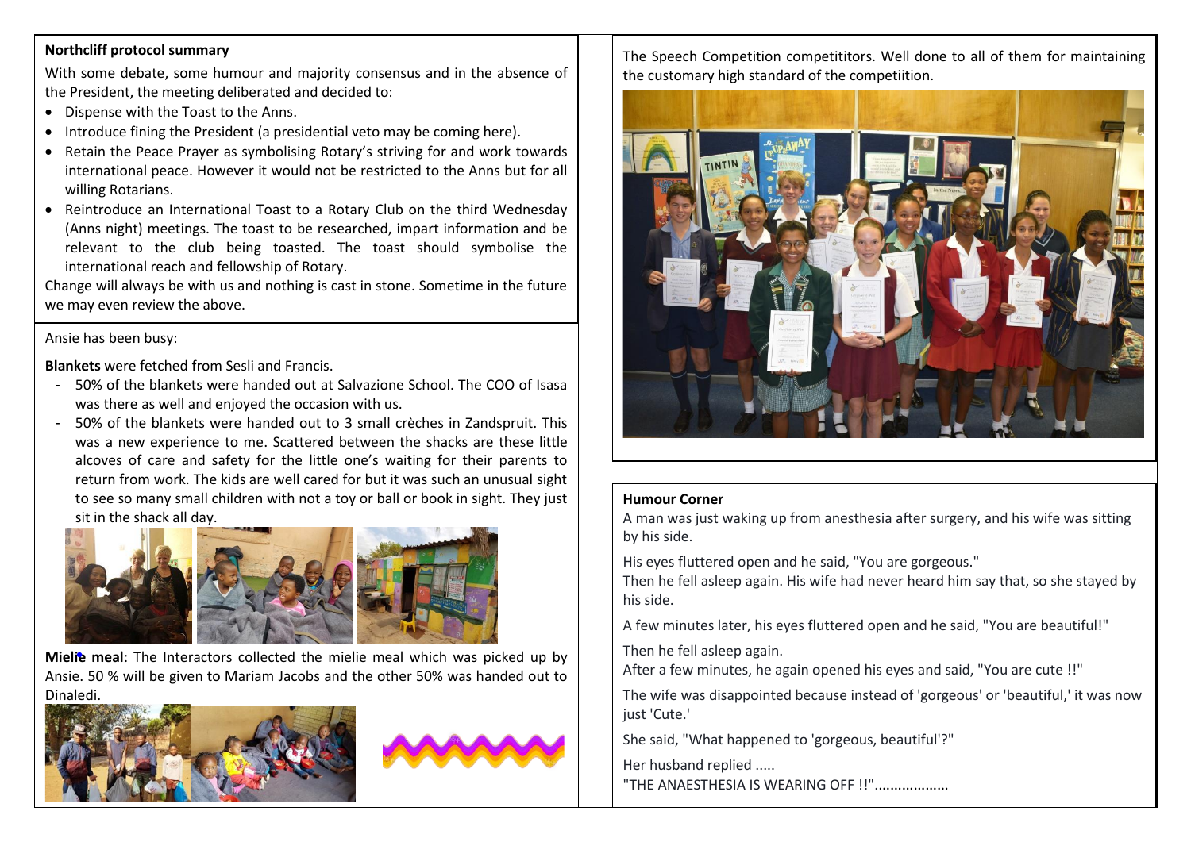**Northcliff protocol summary**

With some debate, some humour and majority consensus and in the absence of the President, the meeting deliberated and decided to:

- Dispense with the Toast to the Anns.
- Introduce fining the President (a presidential veto may be coming here).
- Retain the Peace Prayer as symbolising Rotary's striving for and work towards international peace. However it would not be restricted to the Anns but for all willing Rotarians.
- Reintroduce an International Toast to a Rotary Club on the third Wednesday (Anns night) meetings. The toast to be researched, impart information and be relevant to the club being toasted. The toast should symbolise the international reach and fellowship of Rotary.

Change will always be with us and nothing is cast in stone. Sometime in the future we may even review the above.

Ansie has been busy:

**Blankets** were fetched from Sesli and Francis.

- 50% of the blankets were handed out at Salvazione School. The COO of Isasa was there as well and enjoyed the occasion with us.
- 50% of the blankets were handed out to 3 small crèches in Zandspruit. This was a new experience to me. Scattered between the shacks are these little alcoves of care and safety for the little one's waiting for their parents to return from work. The kids are well cared for but it was such an unusual sight to see so many small children with not a toy or ball or book in sight. They just sit in the shack all day.

**Mielie meal**: The Interactors collected the mielie meal which was picked up by Ansie. 50 % will be given to Mariam Jacobs and the other 50% was handed out to Dinaledi.

The Speech Competition competititors. Well done to all of them for maintaining the customary high standard of the competiition.

**Humour Corner**

A man was just waking up from anesthesia after surgery, and his wife was sitting by his side.

His eyes fluttered open and he said, "You are gorgeous."
Then he fell asleep again. His wife had never heard him say that, so she stayed by his side.

A few minutes later, his eyes fluttered open and he said, "You are beautiful!"

Then he fell asleep again.
After a few minutes, he again opened his eyes and said, "You are cute !!"

The wife was disappointed because instead of 'gorgeous' or 'beautiful,' it was now just 'Cute.'

She said, "What happened to 'gorgeous, beautiful'?"

Her husband replied .....
"THE ANAESTHESIA IS WEARING OFF !!"..................